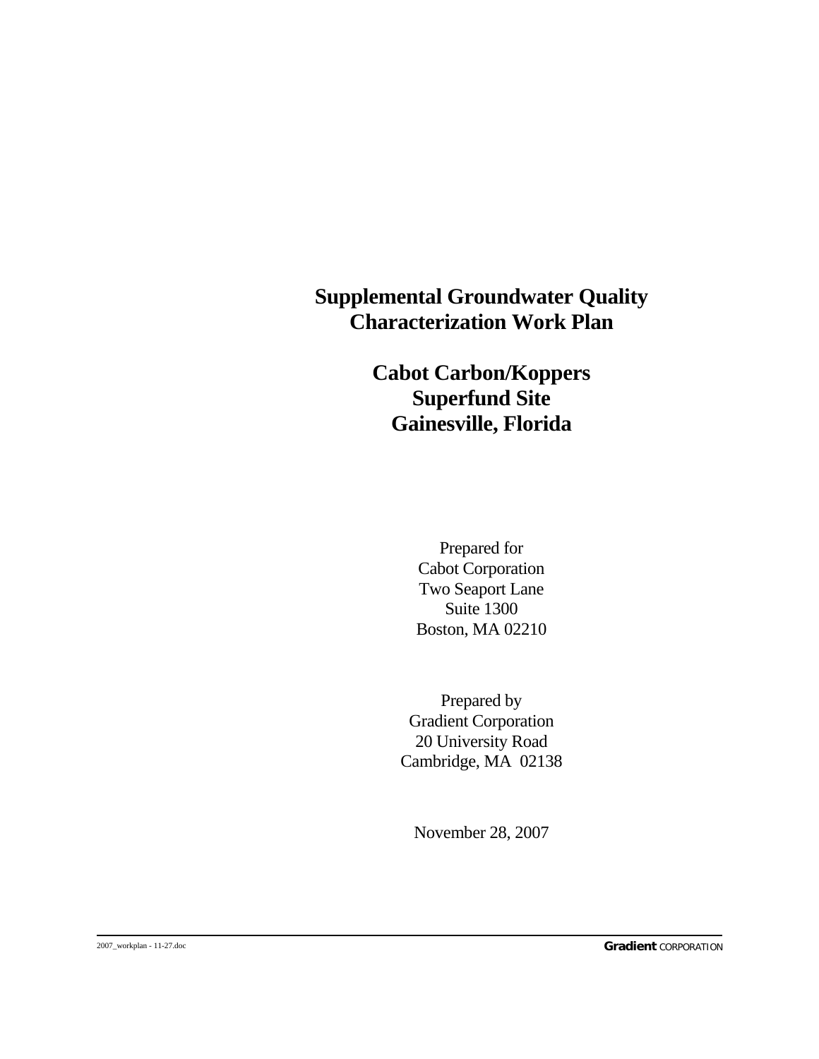# Supplemental Groundwater Quality Characterization Work Plan

## Cabot Carbon/Koppers Superfund Site Gainesville, Florida

Prepared for
Cabot Corporation
Two Seaport Lane
Suite 1300
Boston, MA 02210

Prepared by
Gradient Corporation
20 University Road
Cambridge, MA 02138

November 28, 2007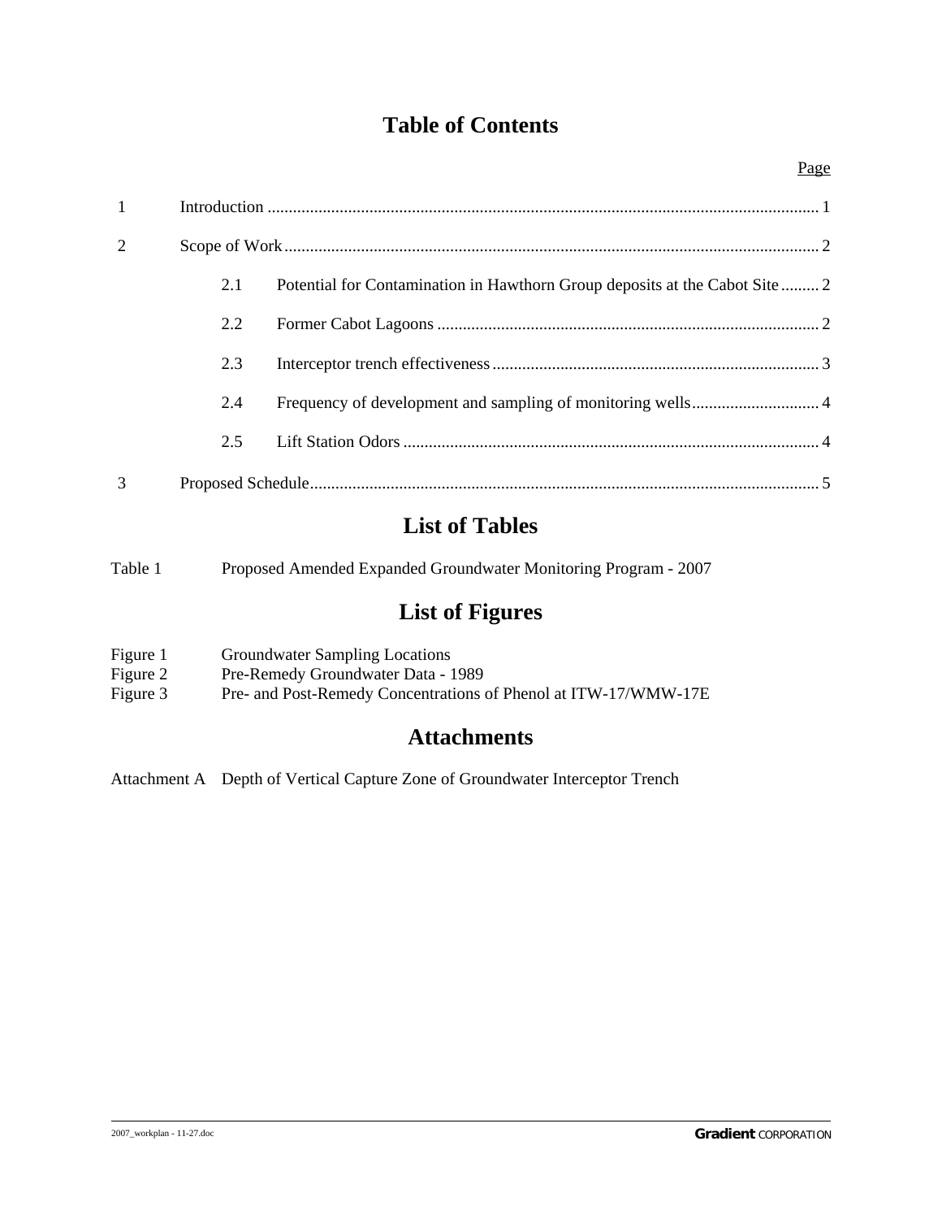# Table of Contents

Page

1 Introduction ... 1

2 Scope of Work ... 2

- 2.1 Potential for Contamination in Hawthorn Group deposits at the Cabot Site ... 2
- 2.2 Former Cabot Lagoons ... 2
- 2.3 Interceptor trench effectiveness ... 3
- 2.4 Frequency of development and sampling of monitoring wells ... 4
- 2.5 Lift Station Odors ... 4

3 Proposed Schedule ... 5

# List of Tables

Table 1 Proposed Amended Expanded Groundwater Monitoring Program - 2007

# List of Figures

Figure 1 Groundwater Sampling Locations
Figure 2 Pre-Remedy Groundwater Data - 1989
Figure 3 Pre- and Post-Remedy Concentrations of Phenol at ITW-17/WMW-17E

# Attachments

Attachment A Depth of Vertical Capture Zone of Groundwater Interceptor Trench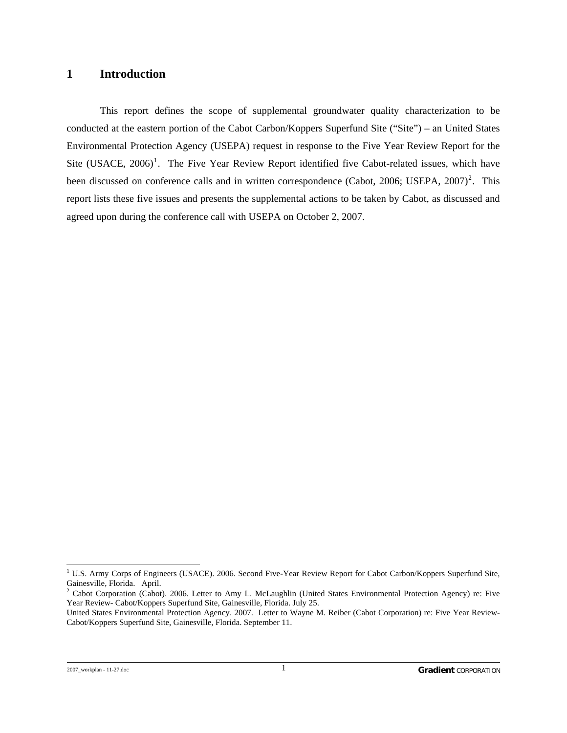# 1 Introduction

This report defines the scope of supplemental groundwater quality characterization to be conducted at the eastern portion of the Cabot Carbon/Koppers Superfund Site ("Site") – an United States Environmental Protection Agency (USEPA) request in response to the Five Year Review Report for the Site (USACE, 2006)[1]. The Five Year Review Report identified five Cabot-related issues, which have been discussed on conference calls and in written correspondence (Cabot, 2006; USEPA, 2007)[2]. This report lists these five issues and presents the supplemental actions to be taken by Cabot, as discussed and agreed upon during the conference call with USEPA on October 2, 2007.

---

[1] U.S. Army Corps of Engineers (USACE). 2006. Second Five-Year Review Report for Cabot Carbon/Koppers Superfund Site, Gainesville, Florida. April.

[2] Cabot Corporation (Cabot). 2006. Letter to Amy L. McLaughlin (United States Environmental Protection Agency) re: Five Year Review- Cabot/Koppers Superfund Site, Gainesville, Florida. July 25.

United States Environmental Protection Agency. 2007. Letter to Wayne M. Reiber (Cabot Corporation) re: Five Year Review- Cabot/Koppers Superfund Site, Gainesville, Florida. September 11.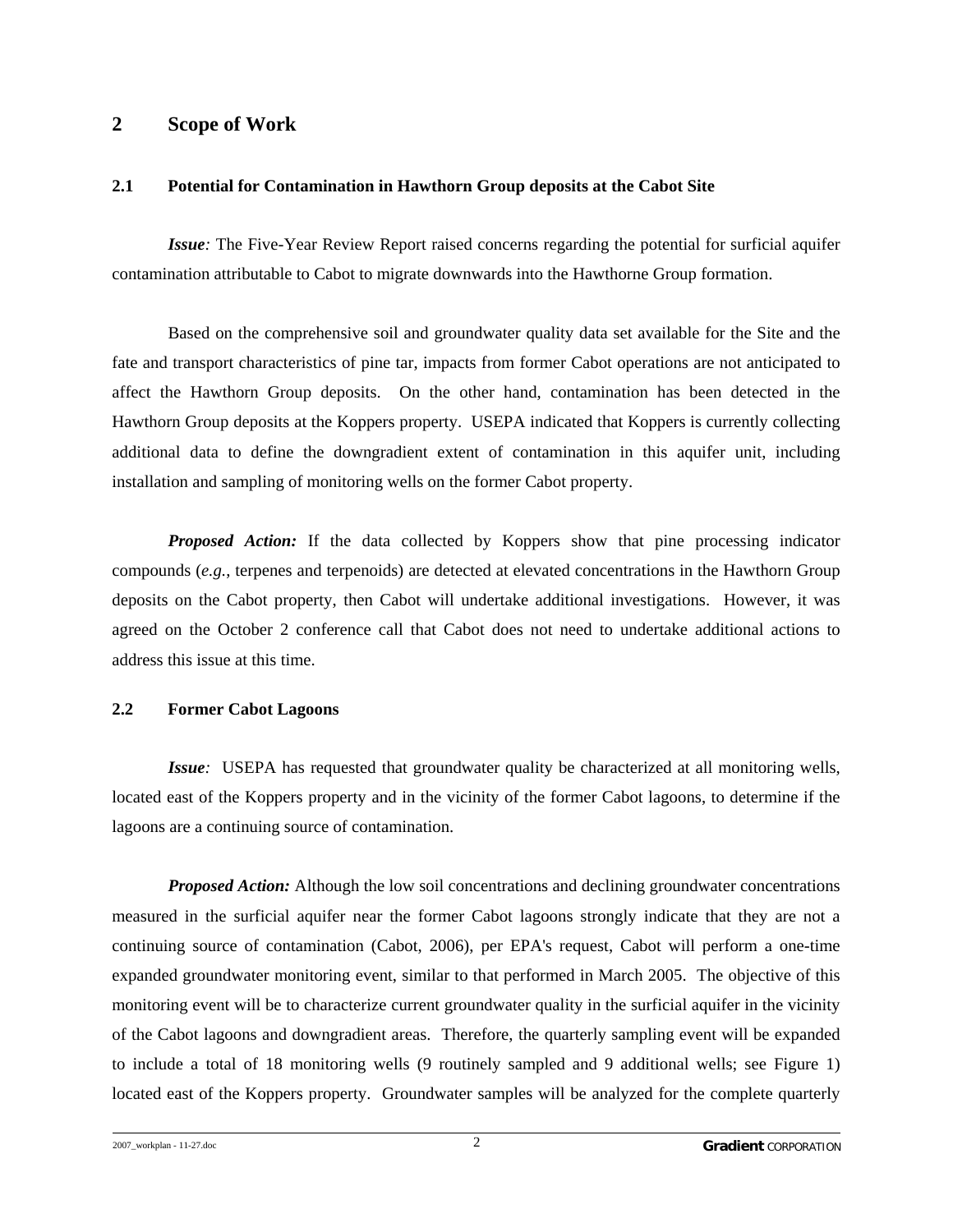# 2 Scope of Work

## 2.1 Potential for Contamination in Hawthorn Group deposits at the Cabot Site

***Issue**:* The Five-Year Review Report raised concerns regarding the potential for surficial aquifer contamination attributable to Cabot to migrate downwards into the Hawthorne Group formation.

Based on the comprehensive soil and groundwater quality data set available for the Site and the fate and transport characteristics of pine tar, impacts from former Cabot operations are not anticipated to affect the Hawthorn Group deposits. On the other hand, contamination has been detected in the Hawthorn Group deposits at the Koppers property. USEPA indicated that Koppers is currently collecting additional data to define the downgradient extent of contamination in this aquifer unit, including installation and sampling of monitoring wells on the former Cabot property.

***Proposed Action:*** If the data collected by Koppers show that pine processing indicator compounds (*e.g.*, terpenes and terpenoids) are detected at elevated concentrations in the Hawthorn Group deposits on the Cabot property, then Cabot will undertake additional investigations. However, it was agreed on the October 2 conference call that Cabot does not need to undertake additional actions to address this issue at this time.

## 2.2 Former Cabot Lagoons

***Issue**:* USEPA has requested that groundwater quality be characterized at all monitoring wells, located east of the Koppers property and in the vicinity of the former Cabot lagoons, to determine if the lagoons are a continuing source of contamination.

***Proposed Action:*** Although the low soil concentrations and declining groundwater concentrations measured in the surficial aquifer near the former Cabot lagoons strongly indicate that they are not a continuing source of contamination (Cabot, 2006), per EPA's request, Cabot will perform a one-time expanded groundwater monitoring event, similar to that performed in March 2005. The objective of this monitoring event will be to characterize current groundwater quality in the surficial aquifer in the vicinity of the Cabot lagoons and downgradient areas. Therefore, the quarterly sampling event will be expanded to include a total of 18 monitoring wells (9 routinely sampled and 9 additional wells; see Figure 1) located east of the Koppers property. Groundwater samples will be analyzed for the complete quarterly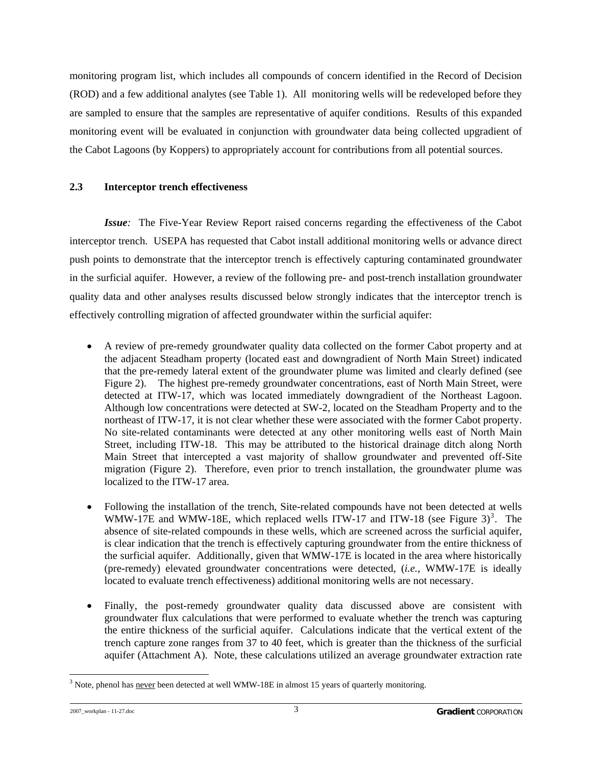monitoring program list, which includes all compounds of concern identified in the Record of Decision (ROD) and a few additional analytes (see Table 1). All monitoring wells will be redeveloped before they are sampled to ensure that the samples are representative of aquifer conditions. Results of this expanded monitoring event will be evaluated in conjunction with groundwater data being collected upgradient of the Cabot Lagoons (by Koppers) to appropriately account for contributions from all potential sources.

### 2.3 Interceptor trench effectiveness

***Issue:*** The Five-Year Review Report raised concerns regarding the effectiveness of the Cabot interceptor trench. USEPA has requested that Cabot install additional monitoring wells or advance direct push points to demonstrate that the interceptor trench is effectively capturing contaminated groundwater in the surficial aquifer. However, a review of the following pre- and post-trench installation groundwater quality data and other analyses results discussed below strongly indicates that the interceptor trench is effectively controlling migration of affected groundwater within the surficial aquifer:

- A review of pre-remedy groundwater quality data collected on the former Cabot property and at the adjacent Steadham property (located east and downgradient of North Main Street) indicated that the pre-remedy lateral extent of the groundwater plume was limited and clearly defined (see Figure 2). The highest pre-remedy groundwater concentrations, east of North Main Street, were detected at ITW-17, which was located immediately downgradient of the Northeast Lagoon. Although low concentrations were detected at SW-2, located on the Steadham Property and to the northeast of ITW-17, it is not clear whether these were associated with the former Cabot property. No site-related contaminants were detected at any other monitoring wells east of North Main Street, including ITW-18. This may be attributed to the historical drainage ditch along North Main Street that intercepted a vast majority of shallow groundwater and prevented off-Site migration (Figure 2). Therefore, even prior to trench installation, the groundwater plume was localized to the ITW-17 area.

- Following the installation of the trench, Site-related compounds have not been detected at wells WMW-17E and WMW-18E, which replaced wells ITW-17 and ITW-18 (see Figure 3)[3]. The absence of site-related compounds in these wells, which are screened across the surficial aquifer, is clear indication that the trench is effectively capturing groundwater from the entire thickness of the surficial aquifer. Additionally, given that WMW-17E is located in the area where historically (pre-remedy) elevated groundwater concentrations were detected, (*i.e.*, WMW-17E is ideally located to evaluate trench effectiveness) additional monitoring wells are not necessary.

- Finally, the post-remedy groundwater quality data discussed above are consistent with groundwater flux calculations that were performed to evaluate whether the trench was capturing the entire thickness of the surficial aquifer. Calculations indicate that the vertical extent of the trench capture zone ranges from 37 to 40 feet, which is greater than the thickness of the surficial aquifer (Attachment A). Note, these calculations utilized an average groundwater extraction rate

[3] Note, phenol has <u>never</u> been detected at well WMW-18E in almost 15 years of quarterly monitoring.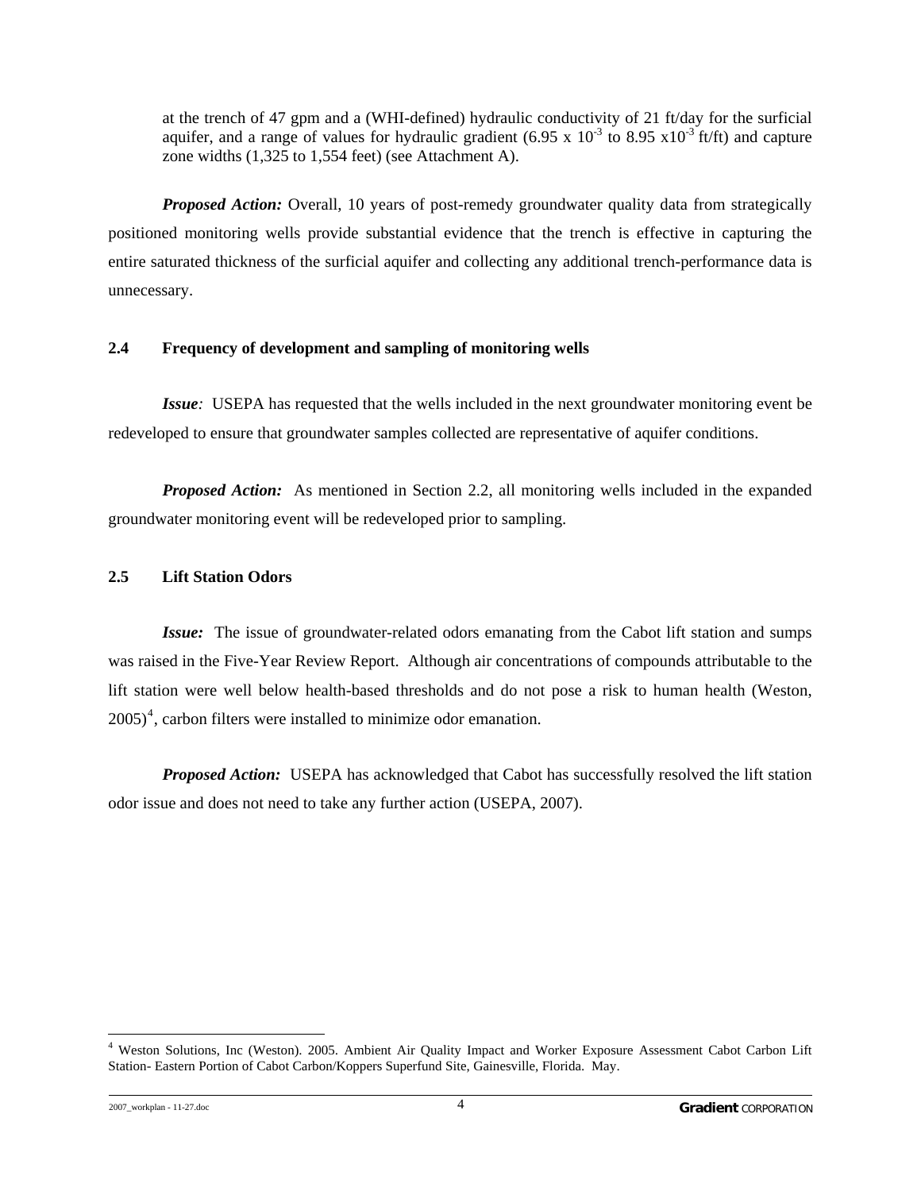at the trench of 47 gpm and a (WHI-defined) hydraulic conductivity of 21 ft/day for the surficial aquifer, and a range of values for hydraulic gradient ($6.95 \times 10^{-3}$ to $8.95 \times 10^{-3}$ ft/ft) and capture zone widths (1,325 to 1,554 feet) (see Attachment A).

***Proposed Action:*** Overall, 10 years of post-remedy groundwater quality data from strategically positioned monitoring wells provide substantial evidence that the trench is effective in capturing the entire saturated thickness of the surficial aquifer and collecting any additional trench-performance data is unnecessary.

### 2.4 Frequency of development and sampling of monitoring wells

***Issue:*** USEPA has requested that the wells included in the next groundwater monitoring event be redeveloped to ensure that groundwater samples collected are representative of aquifer conditions.

***Proposed Action:*** As mentioned in Section 2.2, all monitoring wells included in the expanded groundwater monitoring event will be redeveloped prior to sampling.

### 2.5 Lift Station Odors

***Issue:*** The issue of groundwater-related odors emanating from the Cabot lift station and sumps was raised in the Five-Year Review Report. Although air concentrations of compounds attributable to the lift station were well below health-based thresholds and do not pose a risk to human health (Weston, 2005)[4], carbon filters were installed to minimize odor emanation.

***Proposed Action:*** USEPA has acknowledged that Cabot has successfully resolved the lift station odor issue and does not need to take any further action (USEPA, 2007).

---

[4] Weston Solutions, Inc (Weston). 2005. Ambient Air Quality Impact and Worker Exposure Assessment Cabot Carbon Lift Station- Eastern Portion of Cabot Carbon/Koppers Superfund Site, Gainesville, Florida. May.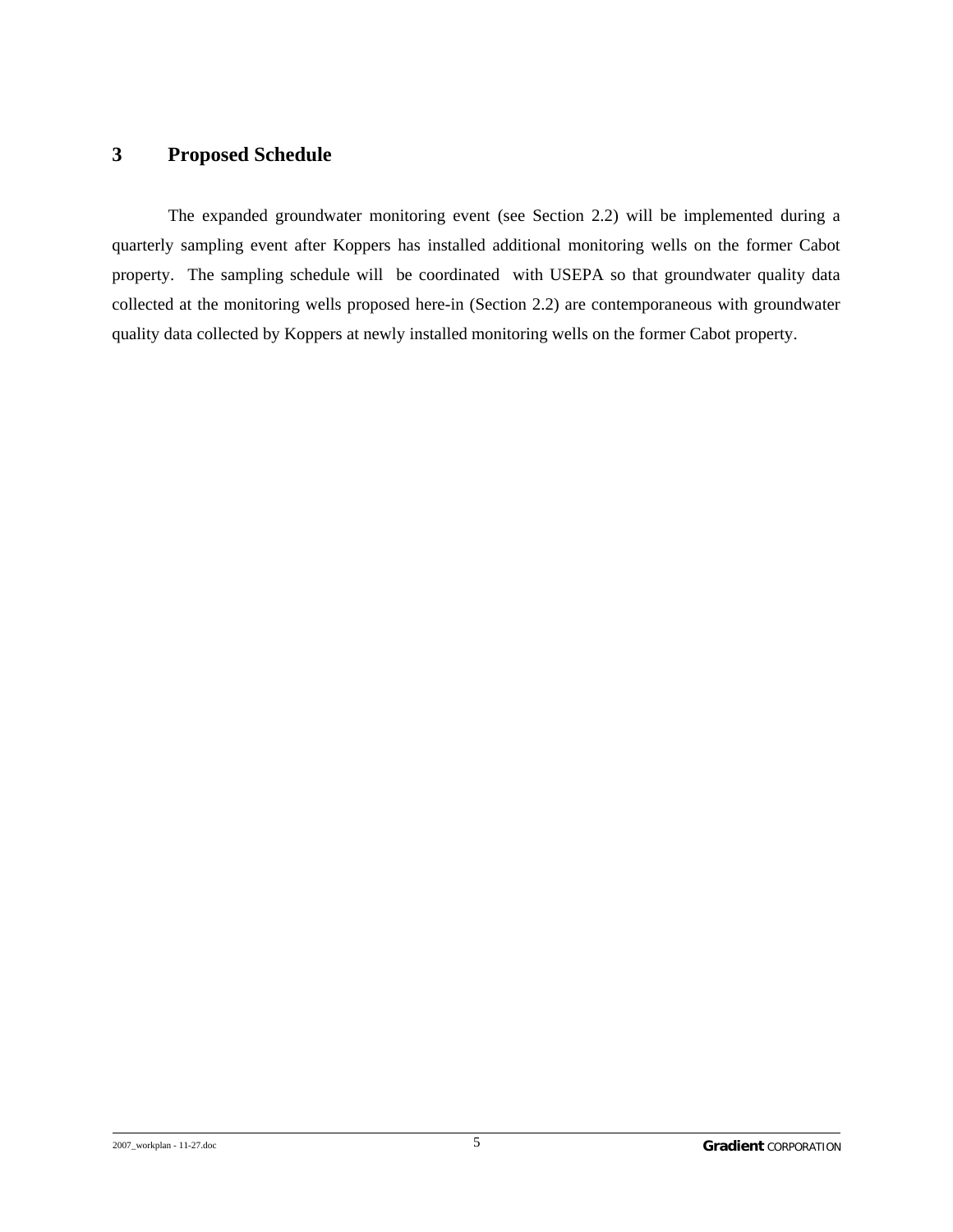# 3 Proposed Schedule

The expanded groundwater monitoring event (see Section 2.2) will be implemented during a quarterly sampling event after Koppers has installed additional monitoring wells on the former Cabot property. The sampling schedule will be coordinated with USEPA so that groundwater quality data collected at the monitoring wells proposed here-in (Section 2.2) are contemporaneous with groundwater quality data collected by Koppers at newly installed monitoring wells on the former Cabot property.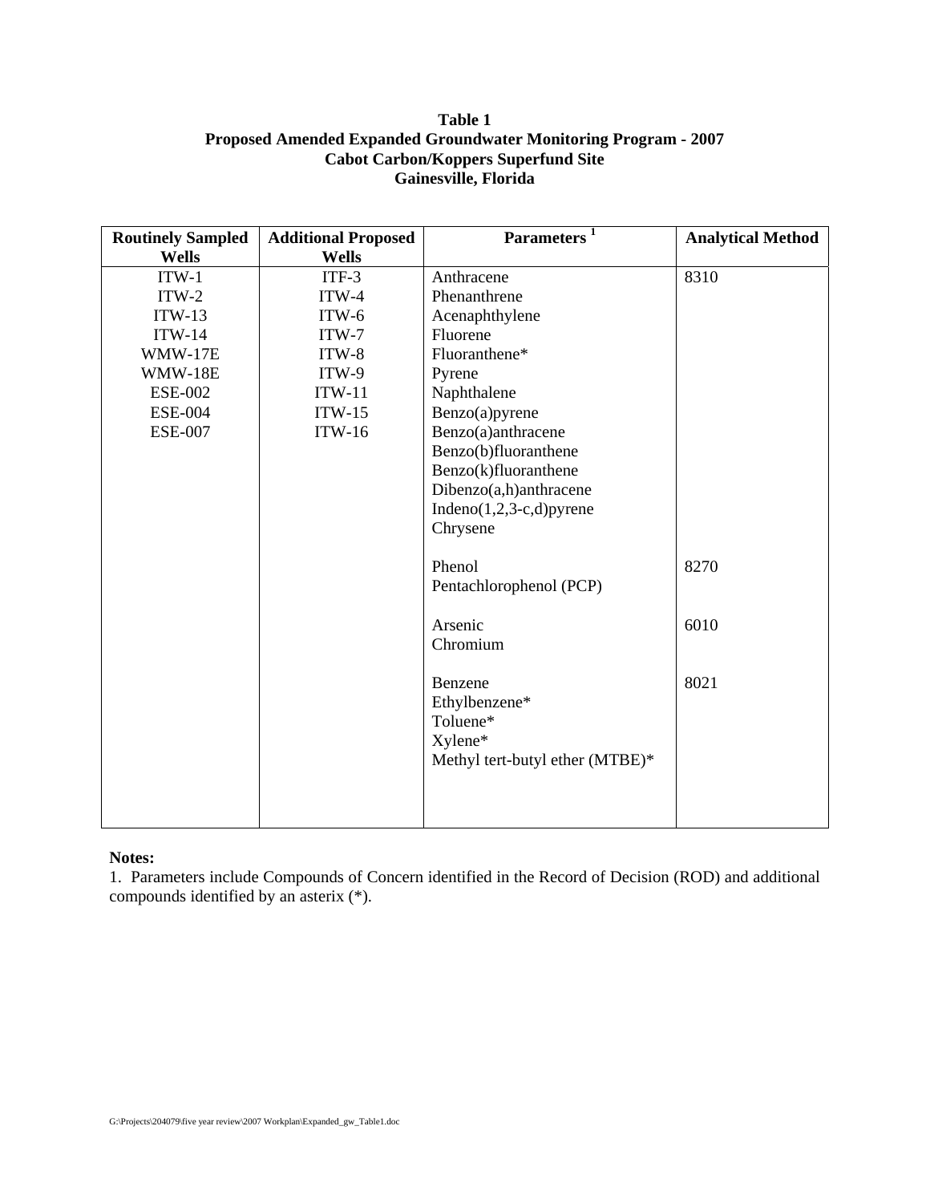**Table 1**
**Proposed Amended Expanded Groundwater Monitoring Program - 2007**
**Cabot Carbon/Koppers Superfund Site**
**Gainesville, Florida**

| Routinely Sampled Wells | Additional Proposed Wells | Parameters [1] | Analytical Method |
|---|---|---|---|
| ITW-1 | ITF-3 | Anthracene | 8310 |
| ITW-2 | ITW-4 | Phenanthrene | |
| ITW-13 | ITW-6 | Acenaphthylene | |
| ITW-14 | ITW-7 | Fluorene | |
| WMW-17E | ITW-8 | Fluoranthene* | |
| WMW-18E | ITW-9 | Pyrene | |
| ESE-002 | ITW-11 | Naphthalene | |
| ESE-004 | ITW-15 | Benzo(a)pyrene | |
| ESE-007 | ITW-16 | Benzo(a)anthracene | |
| | | Benzo(b)fluoranthene | |
| | | Benzo(k)fluoranthene | |
| | | Dibenzo(a,h)anthracene | |
| | | Indeno(1,2,3-c,d)pyrene | |
| | | Chrysene | |
| | | Phenol | 8270 |
| | | Pentachlorophenol (PCP) | |
| | | Arsenic | 6010 |
| | | Chromium | |
| | | Benzene | 8021 |
| | | Ethylbenzene* | |
| | | Toluene* | |
| | | Xylene* | |
| | | Methyl tert-butyl ether (MTBE)* | |

**Notes:**

1. Parameters include Compounds of Concern identified in the Record of Decision (ROD) and additional compounds identified by an asterix (*).

G:\Projects\204079\five year review\2007 Workplan\Expanded_gw_Table1.doc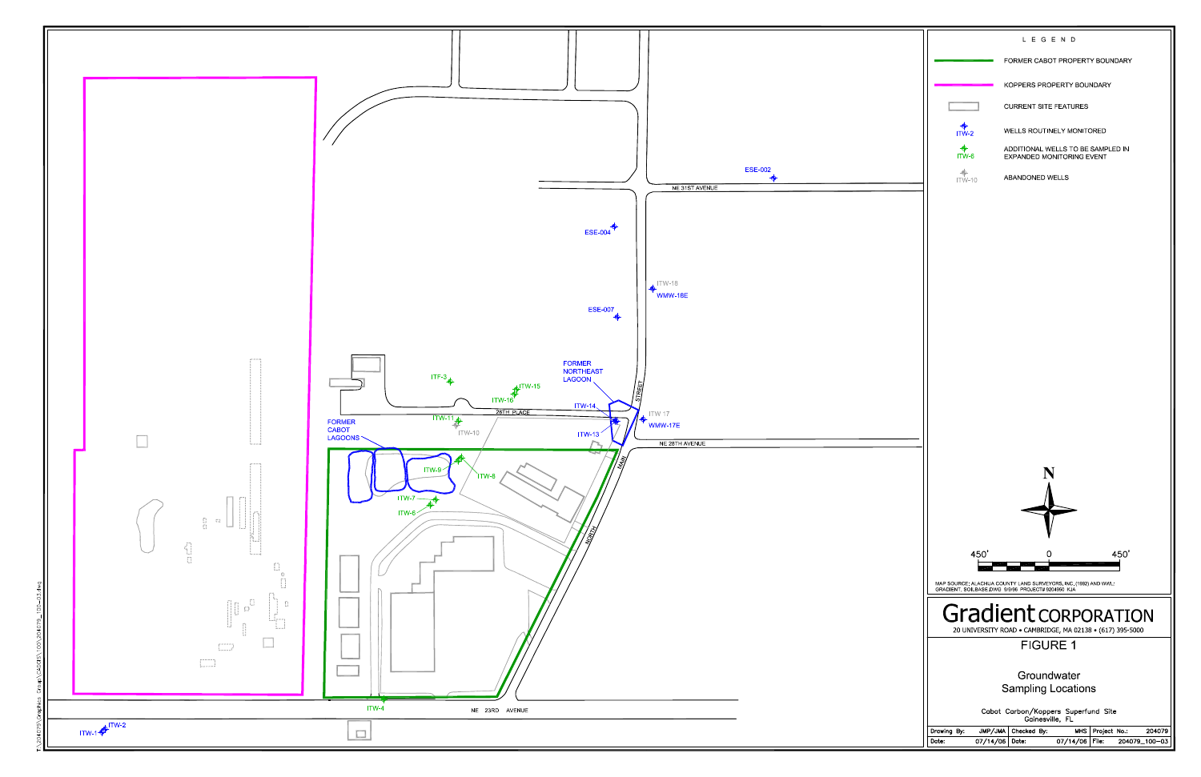## LEGEND

- FORMER CABOT PROPERTY BOUNDARY
- KOPPERS PROPERTY BOUNDARY
- CURRENT SITE FEATURES
- ITW-2 — WELLS ROUTINELY MONITORED
- ITW-6 — ADDITIONAL WELLS TO BE SAMPLED IN EXPANDED MONITORING EVENT
- ITW-10 — ABANDONED WELLS

N

450' 0 450'

MAP SOURCE: ALACHUA COUNTY LAND SURVEYORS, INC.,(1992) AND IWAI; GRADIENT, SOILBASE.DWG 9/9/96 PROJECT# 9204950 KJA

ESE-002, NE 31ST AVENUE, ESE-004, ITW-18, WMW-18E, ESE-007, FORMER NORTHEAST LAGOON, ITF-3, ITW-15, ITW-16, ITW-14, 28TH PLACE, ITW-11, ITW-10, ITW 17, WMW-17E, ITW-13, NORTH MAIN STREET, NE 28TH AVENUE, FORMER CABOT LAGOONS, ITW-9, ITW-8, ITW-7, ITW-6, ITW-4, NE 23RD AVENUE, ITW-2, ITW-1

# Gradient CORPORATION

20 UNIVERSITY ROAD • CAMBRIDGE, MA 02138 • (617) 395-5000

## FIGURE 1

Groundwater Sampling Locations

Cabot Carbon/Koppers Superfund Site
Gainesville, FL

| Drawing By: | JMP/JMA | Checked By: | MHS | Project No.: | 204079 |
|---|---|---|---|---|---|
| Date: | 07/14/06 | Date: | 07/14/06 | File: | 204079_100-03 |

T:\204079\Graphics Group\CADD\S\100\204079_100-03.dwg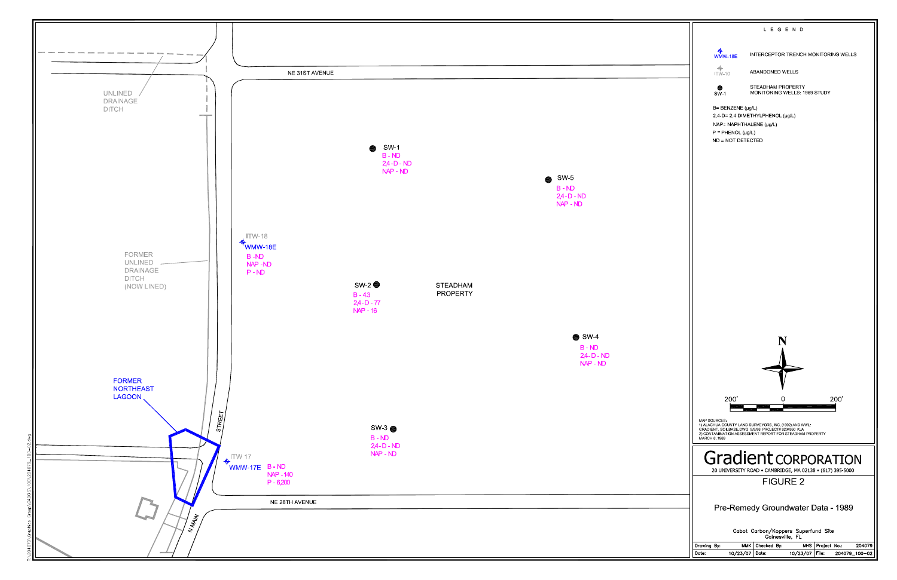UNLINED DRAINAGE DITCH

NE 31ST AVENUE

FORMER UNLINED DRAINAGE DITCH (NOW LINED)

STREET

FORMER NORTHEAST LAGOON

N MAIN

NE 28TH AVENUE

STEADHAM PROPERTY

SW-1
B - ND
2,4-D - ND
NAP - ND

SW-5
B - ND
2,4 - D - ND
NAP - ND

ITW-18
WMW-18E
B - ND
NAP - ND
P - ND

SW-2
B - 43
2,4 - D - 77
NAP - 16

SW-4
B - ND
2,4 - D - ND
NAP - ND

SW-3
B - ND
2,4 - D - ND
NAP - ND

ITW 17
WMW-17E
B - ND
NAP - 140
P - 6,200

## LEGEND

| | |
|---|---|
| WMW-18E | INTERCEPTOR TRENCH MONITORING WELLS |
| ITW-10 | ABANDONED WELLS |
| SW-1 | STEADHAM PROPERTY MONITORING WELLS: 1989 STUDY |

B= BENZENE (µg/L)
2,4-D= 2,4 DIMETHYLPHENOL (µg/L)
NAP= NAPHTHALENE (µg/L)
P = PHENOL (µg/L)
ND = NOT DETECTED

N

200' 0 200'

MAP SOURCES:
1) ALACHUA COUNTY LAND SURVEYORS, INC, (1992) AND WWL: GRADIENT, SOILBASE.DWG 9/9/98 PROJECT# 9204050 KJA
2) CONTAMINATION ASSESSMENT REPORT FOR STEADHAM PROPERTY MARCH 8, 1989

**Gradient CORPORATION**
20 UNIVERSITY ROAD • CAMBRIDGE, MA 02138 • (617) 395-5000

FIGURE 2

Pre-Remedy Groundwater Data - 1989

Cabot Carbon/Koppers Superfund Site
Gainesville, FL

| Drawing By: | MMK | Checked By: | MHS | Project No.: | 204079 |
|---|---|---|---|---|---|
| Date: | 10/23/07 | Date: | 10/23/07 | File: | 204079_100-02 |

T:\204079\Graphics Group\CADD\100\204079_100-02.dwg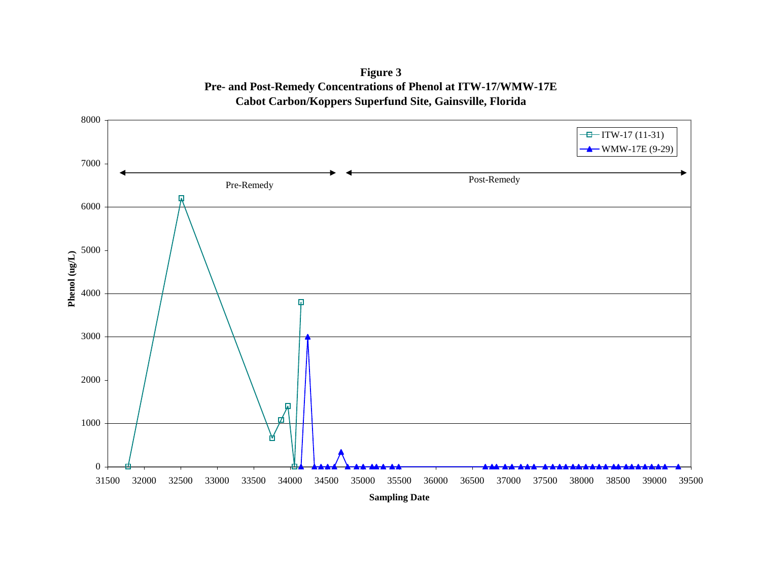**Figure 3**
**Pre- and Post-Remedy Concentrations of Phenol at ITW-17/WMW-17E**
**Cabot Carbon/Koppers Superfund Site, Gainsville, Florida**

Pre-Remedy

Post-Remedy

ITW-17 (11-31)

WMW-17E (9-29)

Phenol (ug/L)

Sampling Date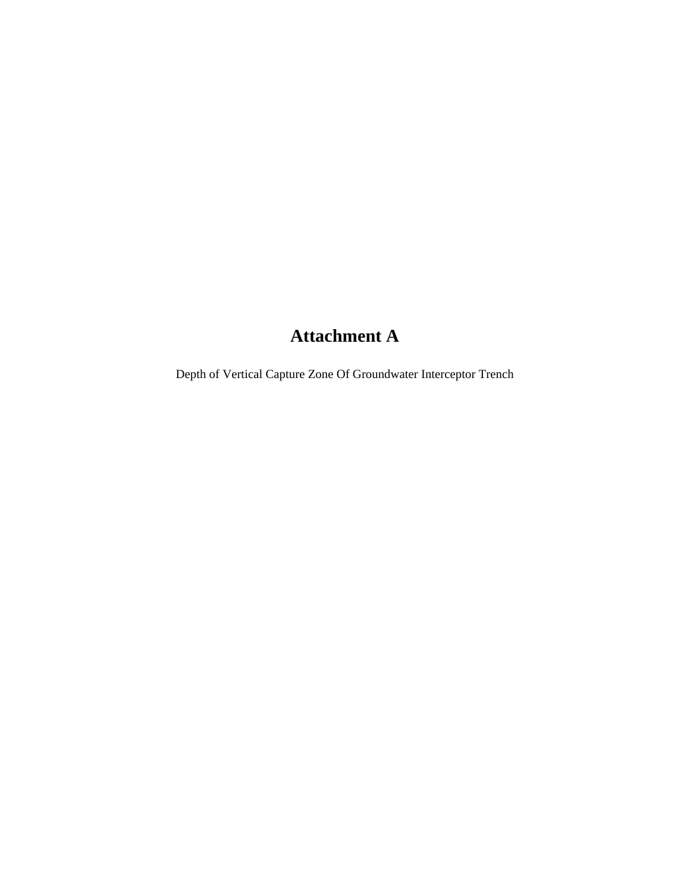# Attachment A

Depth of Vertical Capture Zone Of Groundwater Interceptor Trench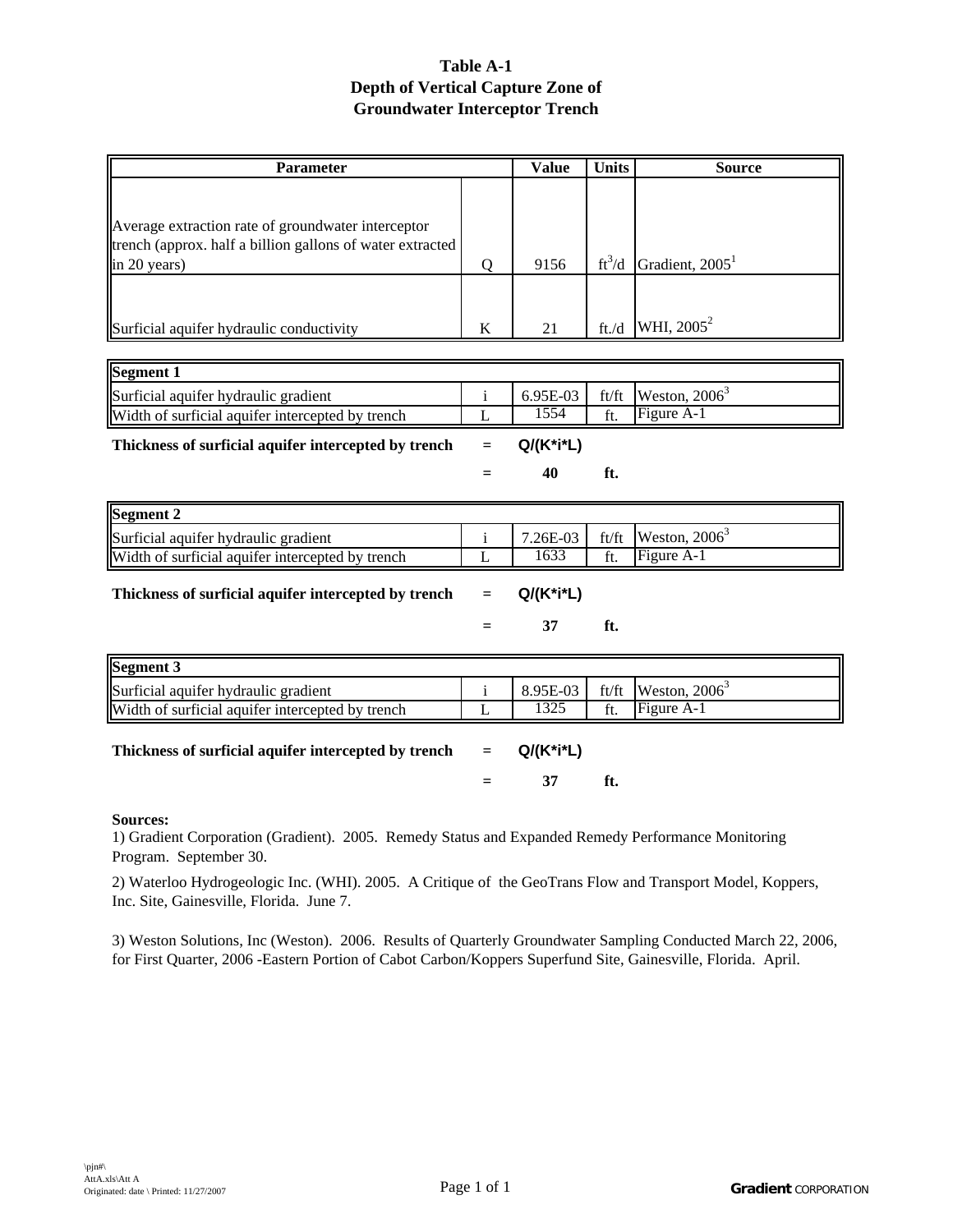# Table A-1
## Depth of Vertical Capture Zone of Groundwater Interceptor Trench

| Parameter | | Value | Units | Source |
|---|---|---|---|---|
| Average extraction rate of groundwater interceptor trench (approx. half a billion gallons of water extracted in 20 years) | Q | 9156 | $ft^3/d$ | Gradient, 2005[1] |
| Surficial aquifer hydraulic conductivity | K | 21 | ft./d | WHI, 2005[2] |

| Segment 1 | | | | |
|---|---|---|---|---|
| Surficial aquifer hydraulic gradient | i | 6.95E-03 | ft/ft | Weston, 2006[3] |
| Width of surficial aquifer intercepted by trench | L | 1554 | ft. | Figure A-1 |

**Thickness of surficial aquifer intercepted by trench** = **Q/(K*i*L)**

= **40** **ft.**

| Segment 2 | | | | |
|---|---|---|---|---|
| Surficial aquifer hydraulic gradient | i | 7.26E-03 | ft/ft | Weston, 2006[3] |
| Width of surficial aquifer intercepted by trench | L | 1633 | ft. | Figure A-1 |

**Thickness of surficial aquifer intercepted by trench** = **Q/(K*i*L)**

= **37** **ft.**

| Segment 3 | | | | |
|---|---|---|---|---|
| Surficial aquifer hydraulic gradient | i | 8.95E-03 | ft/ft | Weston, 2006[3] |
| Width of surficial aquifer intercepted by trench | L | 1325 | ft. | Figure A-1 |

**Thickness of surficial aquifer intercepted by trench** = **Q/(K*i*L)**

= **37** **ft.**

**Sources:**

1) Gradient Corporation (Gradient). 2005. Remedy Status and Expanded Remedy Performance Monitoring Program. September 30.

2) Waterloo Hydrogeologic Inc. (WHI). 2005. A Critique of the GeoTrans Flow and Transport Model, Koppers, Inc. Site, Gainesville, Florida. June 7.

3) Weston Solutions, Inc (Weston). 2006. Results of Quarterly Groundwater Sampling Conducted March 22, 2006, for First Quarter, 2006 -Eastern Portion of Cabot Carbon/Koppers Superfund Site, Gainesville, Florida. April.

\pjn#\
AttA.xls\Att A
Originated: date \ Printed: 11/27/2007

**Gradient** CORPORATION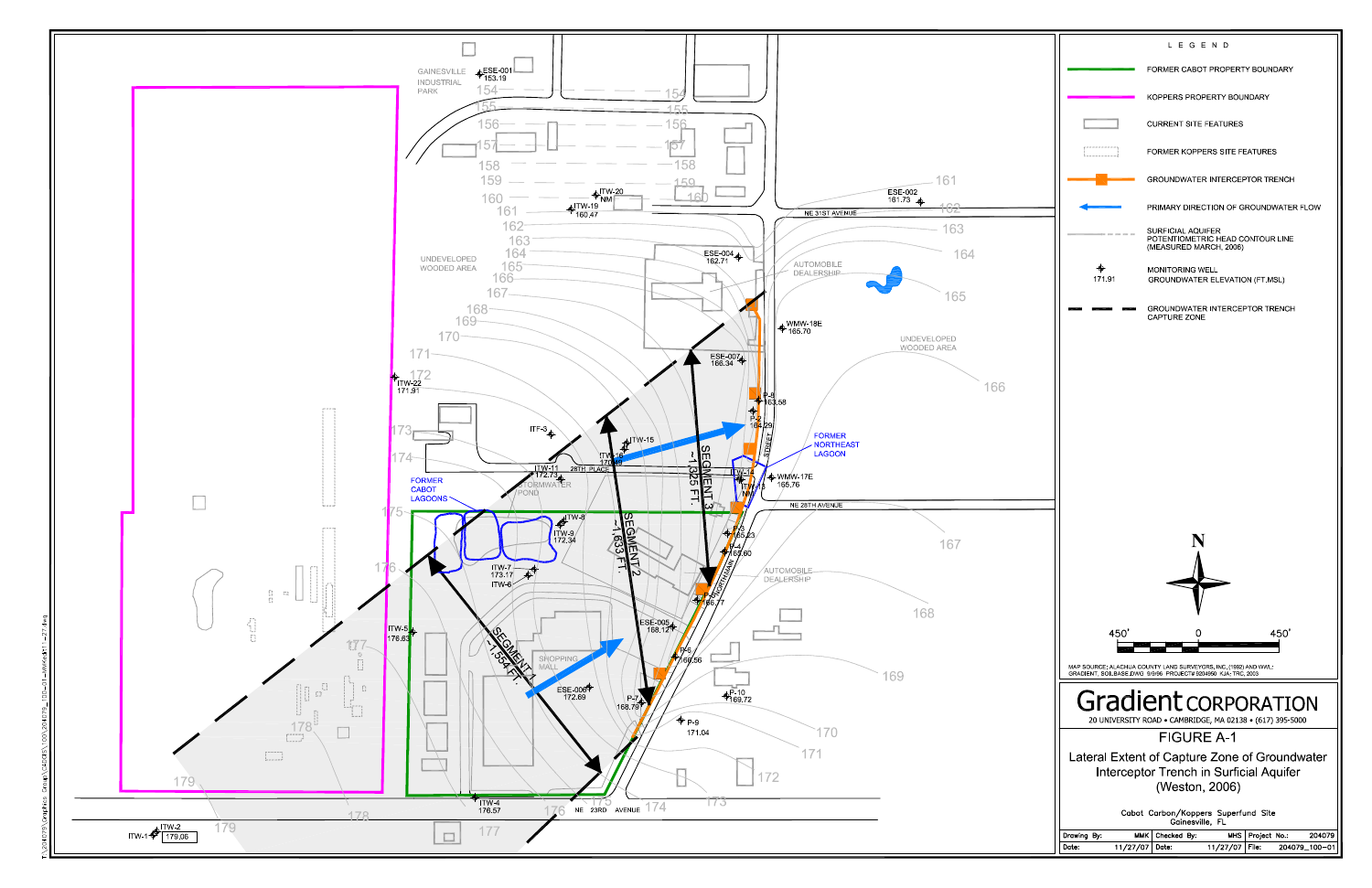LEGEND

- FORMER CABOT PROPERTY BOUNDARY
- KOPPERS PROPERTY BOUNDARY
- CURRENT SITE FEATURES
- FORMER KOPPERS SITE FEATURES
- GROUNDWATER INTERCEPTOR TRENCH
- PRIMARY DIRECTION OF GROUNDWATER FLOW
- SURFICIAL AQUIFER POTENTIOMETRIC HEAD CONTOUR LINE (MEASURED MARCH, 2006)
- MONITORING WELL GROUNDWATER ELEVATION (FT.MSL) (171.91)
- GROUNDWATER INTERCEPTOR TRENCH CAPTURE ZONE

SEGMENT 1 ~1,554 FT.

SEGMENT 2 ~1,633 FT.

SEGMENT 3 ~1,325 FT.

N

450' 0 450'

MAP SOURCE: ALACHUA COUNTY LAND SURVEYORS, INC.,(1992) AND WWL; GRADIENT, SOILBASE.DWG 9/9/96 PROJECT# 9204560 KJA; TRC, 2003

# Gradient CORPORATION

20 UNIVERSITY ROAD • CAMBRIDGE, MA 02138 • (617) 395-5000

## FIGURE A-1

Lateral Extent of Capture Zone of Groundwater Interceptor Trench in Surficial Aquifer (Weston, 2006)

Cabot Carbon/Koppers Superfund Site
Gainesville, FL

| | | | | | |
|---|---|---|---|---|---|
| Drawing By: MMK | Checked By: MHS | Project No.: 204079 |
| Date: 11/27/07 | Date: 11/27/07 | File: 204079_100-01 |

T:\204079\Graphics Group\CADD\100\204079_100-01-MWMaps11-27.dwg